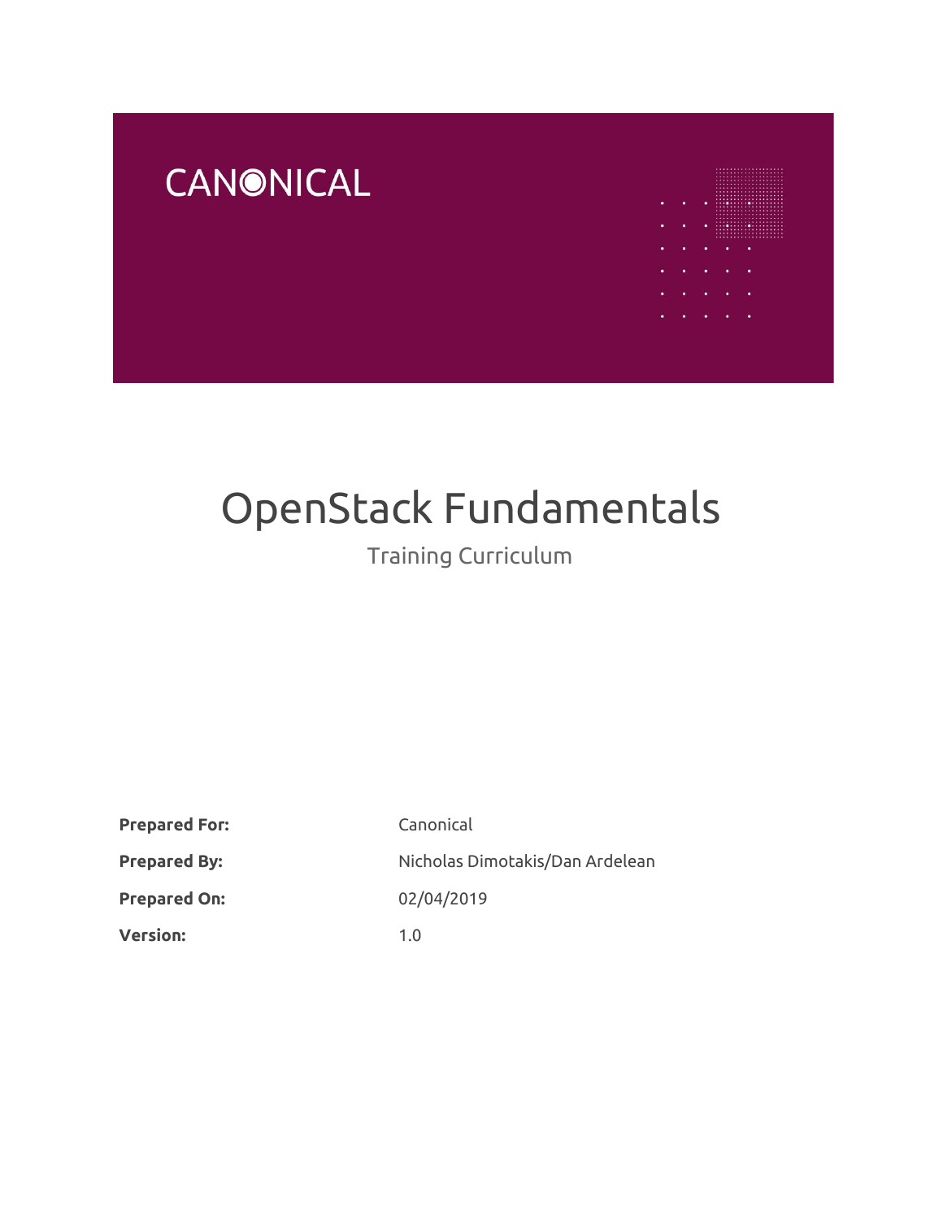CANONICAL

# OpenStack Fundamentals

## Training Curriculum

| | |
|---|---|
| **Prepared For:** | Canonical |
| **Prepared By:** | Nicholas Dimotakis/Dan Ardelean |
| **Prepared On:** | 02/04/2019 |
| **Version:** | 1.0 |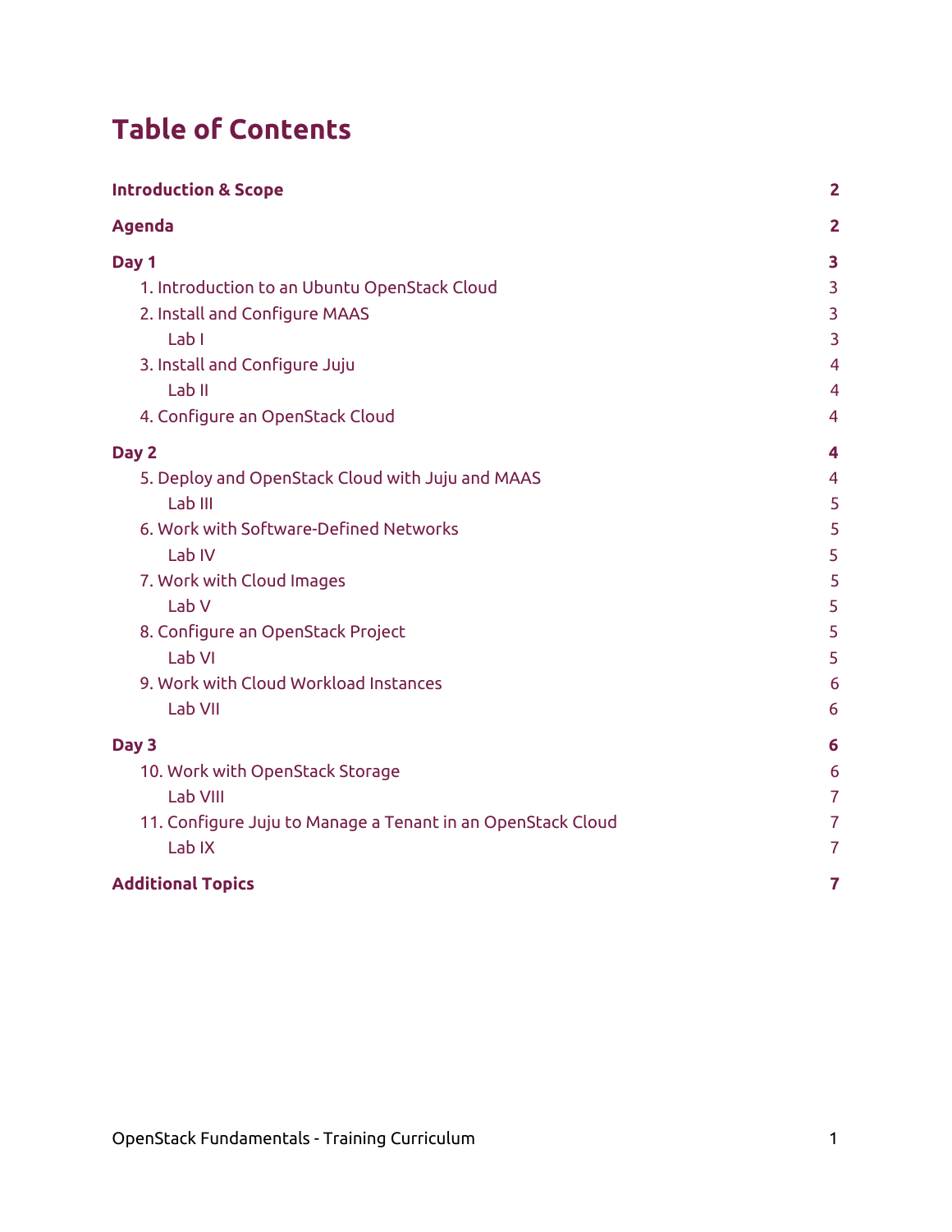# Table of Contents

| | |
|---|---|
| **Introduction & Scope** | **2** |
| **Agenda** | **2** |
| **Day 1** | **3** |
| 1. Introduction to an Ubuntu OpenStack Cloud | 3 |
| 2. Install and Configure MAAS | 3 |
| Lab I | 3 |
| 3. Install and Configure Juju | 4 |
| Lab II | 4 |
| 4. Configure an OpenStack Cloud | 4 |
| **Day 2** | **4** |
| 5. Deploy and OpenStack Cloud with Juju and MAAS | 4 |
| Lab III | 5 |
| 6. Work with Software-Defined Networks | 5 |
| Lab IV | 5 |
| 7. Work with Cloud Images | 5 |
| Lab V | 5 |
| 8. Configure an OpenStack Project | 5 |
| Lab VI | 5 |
| 9. Work with Cloud Workload Instances | 6 |
| Lab VII | 6 |
| **Day 3** | **6** |
| 10. Work with OpenStack Storage | 6 |
| Lab VIII | 7 |
| 11. Configure Juju to Manage a Tenant in an OpenStack Cloud | 7 |
| Lab IX | 7 |
| **Additional Topics** | **7** |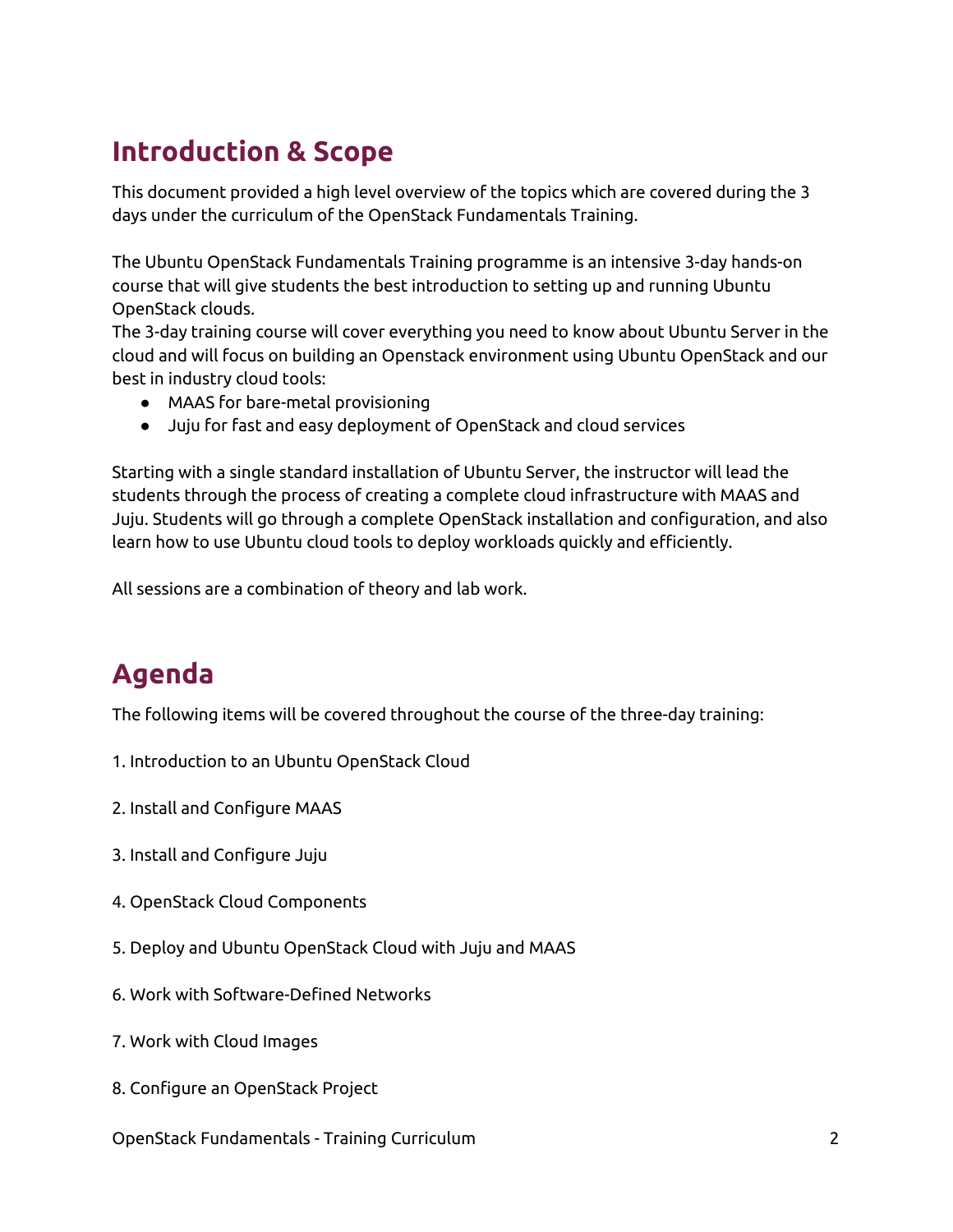# Introduction & Scope

This document provided a high level overview of the topics which are covered during the 3 days under the curriculum of the OpenStack Fundamentals Training.

The Ubuntu OpenStack Fundamentals Training programme is an intensive 3-day hands-on course that will give students the best introduction to setting up and running Ubuntu OpenStack clouds.
The 3-day training course will cover everything you need to know about Ubuntu Server in the cloud and will focus on building an Openstack environment using Ubuntu OpenStack and our best in industry cloud tools:

- MAAS for bare-metal provisioning
- Juju for fast and easy deployment of OpenStack and cloud services

Starting with a single standard installation of Ubuntu Server, the instructor will lead the students through the process of creating a complete cloud infrastructure with MAAS and Juju. Students will go through a complete OpenStack installation and configuration, and also learn how to use Ubuntu cloud tools to deploy workloads quickly and efficiently.

All sessions are a combination of theory and lab work.

# Agenda

The following items will be covered throughout the course of the three-day training:

1. Introduction to an Ubuntu OpenStack Cloud

2. Install and Configure MAAS

3. Install and Configure Juju

4. OpenStack Cloud Components

5. Deploy and Ubuntu OpenStack Cloud with Juju and MAAS

6. Work with Software-Defined Networks

7. Work with Cloud Images

8. Configure an OpenStack Project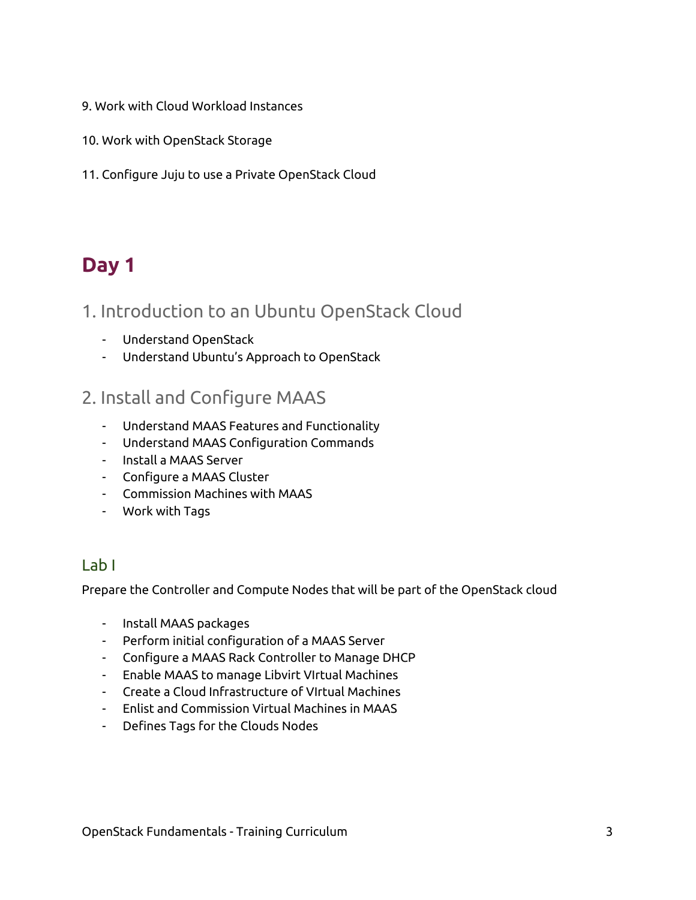9. Work with Cloud Workload Instances

10. Work with OpenStack Storage

11. Configure Juju to use a Private OpenStack Cloud

# Day 1

## 1. Introduction to an Ubuntu OpenStack Cloud

- Understand OpenStack
- Understand Ubuntu's Approach to OpenStack

## 2. Install and Configure MAAS

- Understand MAAS Features and Functionality
- Understand MAAS Configuration Commands
- Install a MAAS Server
- Configure a MAAS Cluster
- Commission Machines with MAAS
- Work with Tags

### Lab I

Prepare the Controller and Compute Nodes that will be part of the OpenStack cloud

- Install MAAS packages
- Perform initial configuration of a MAAS Server
- Configure a MAAS Rack Controller to Manage DHCP
- Enable MAAS to manage Libvirt VIrtual Machines
- Create a Cloud Infrastructure of VIrtual Machines
- Enlist and Commission Virtual Machines in MAAS
- Defines Tags for the Clouds Nodes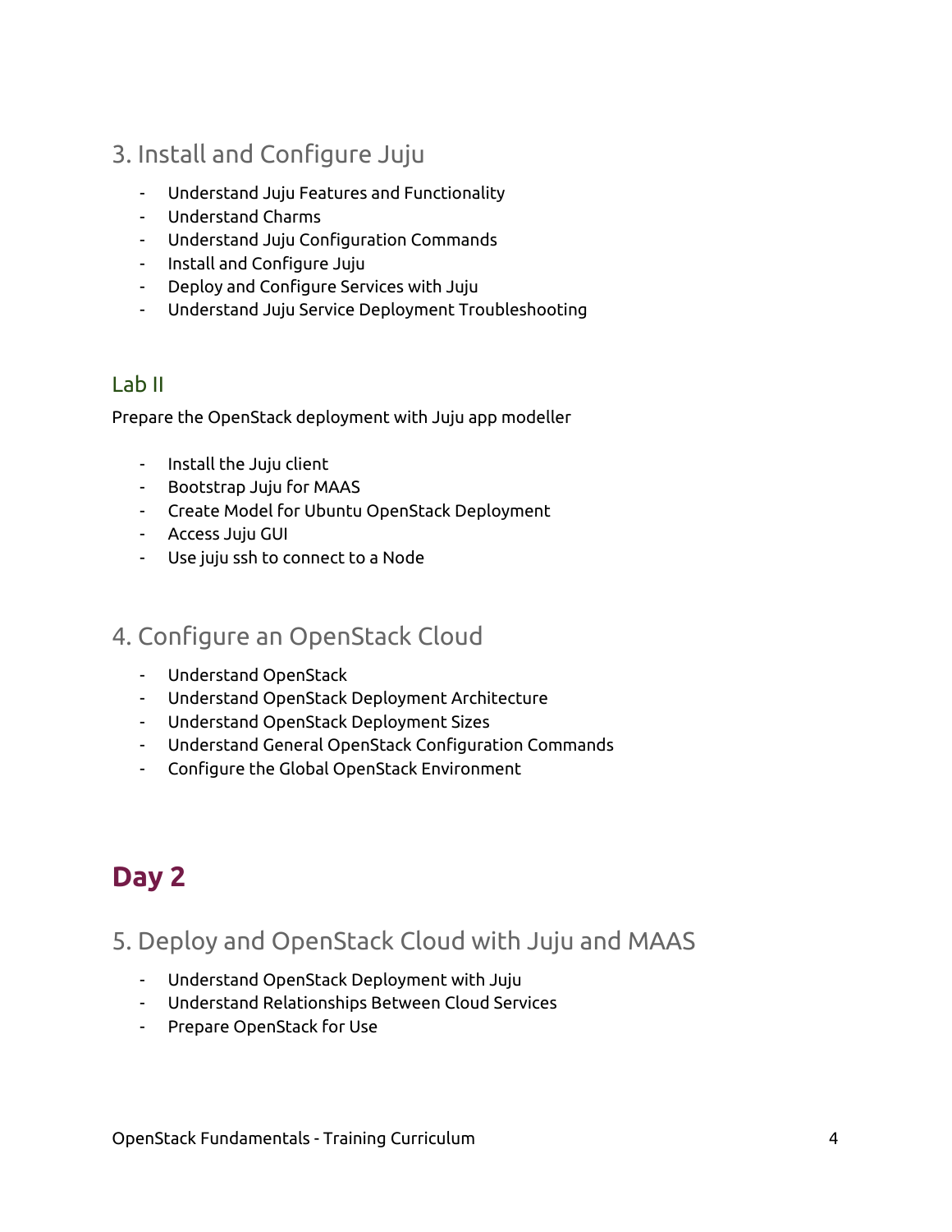## 3. Install and Configure Juju

- Understand Juju Features and Functionality
- Understand Charms
- Understand Juju Configuration Commands
- Install and Configure Juju
- Deploy and Configure Services with Juju
- Understand Juju Service Deployment Troubleshooting

### Lab II

Prepare the OpenStack deployment with Juju app modeller

- Install the Juju client
- Bootstrap Juju for MAAS
- Create Model for Ubuntu OpenStack Deployment
- Access Juju GUI
- Use juju ssh to connect to a Node

## 4. Configure an OpenStack Cloud

- Understand OpenStack
- Understand OpenStack Deployment Architecture
- Understand OpenStack Deployment Sizes
- Understand General OpenStack Configuration Commands
- Configure the Global OpenStack Environment

# Day 2

## 5. Deploy and OpenStack Cloud with Juju and MAAS

- Understand OpenStack Deployment with Juju
- Understand Relationships Between Cloud Services
- Prepare OpenStack for Use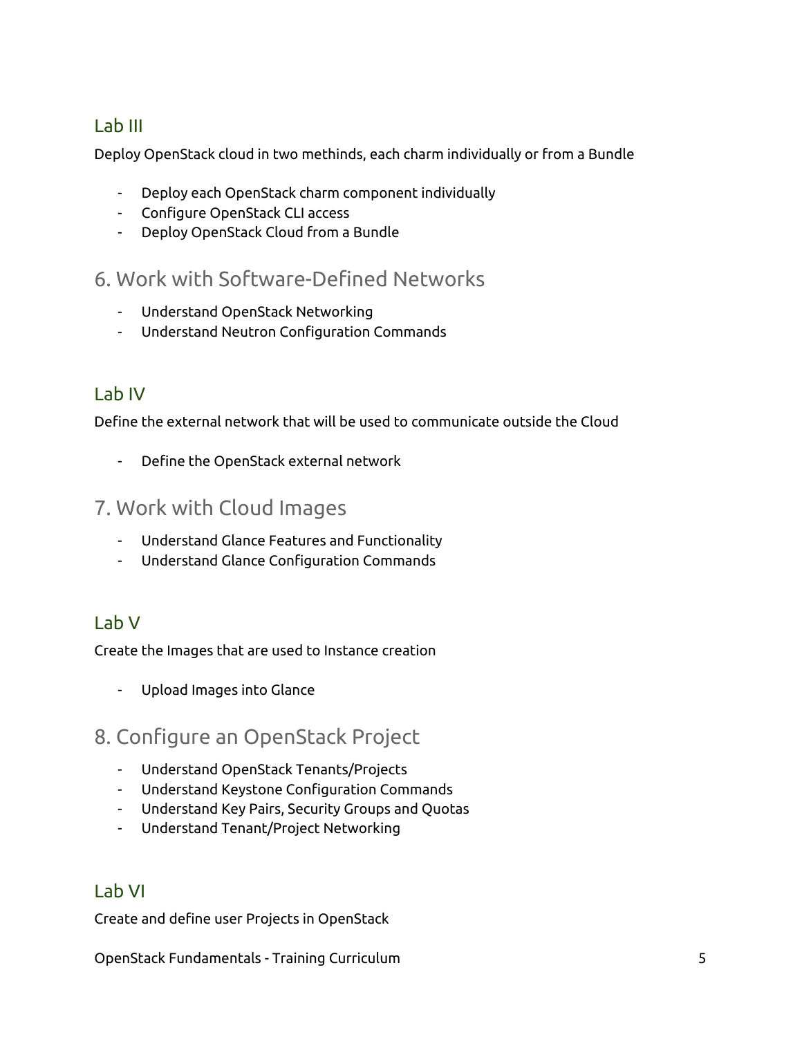### Lab III

Deploy OpenStack cloud in two methinds, each charm individually or from a Bundle

- Deploy each OpenStack charm component individually
- Configure OpenStack CLI access
- Deploy OpenStack Cloud from a Bundle

## 6. Work with Software-Defined Networks

- Understand OpenStack Networking
- Understand Neutron Configuration Commands

### Lab IV

Define the external network that will be used to communicate outside the Cloud

- Define the OpenStack external network

## 7. Work with Cloud Images

- Understand Glance Features and Functionality
- Understand Glance Configuration Commands

### Lab V

Create the Images that are used to Instance creation

- Upload Images into Glance

## 8. Configure an OpenStack Project

- Understand OpenStack Tenants/Projects
- Understand Keystone Configuration Commands
- Understand Key Pairs, Security Groups and Quotas
- Understand Tenant/Project Networking

### Lab VI

Create and define user Projects in OpenStack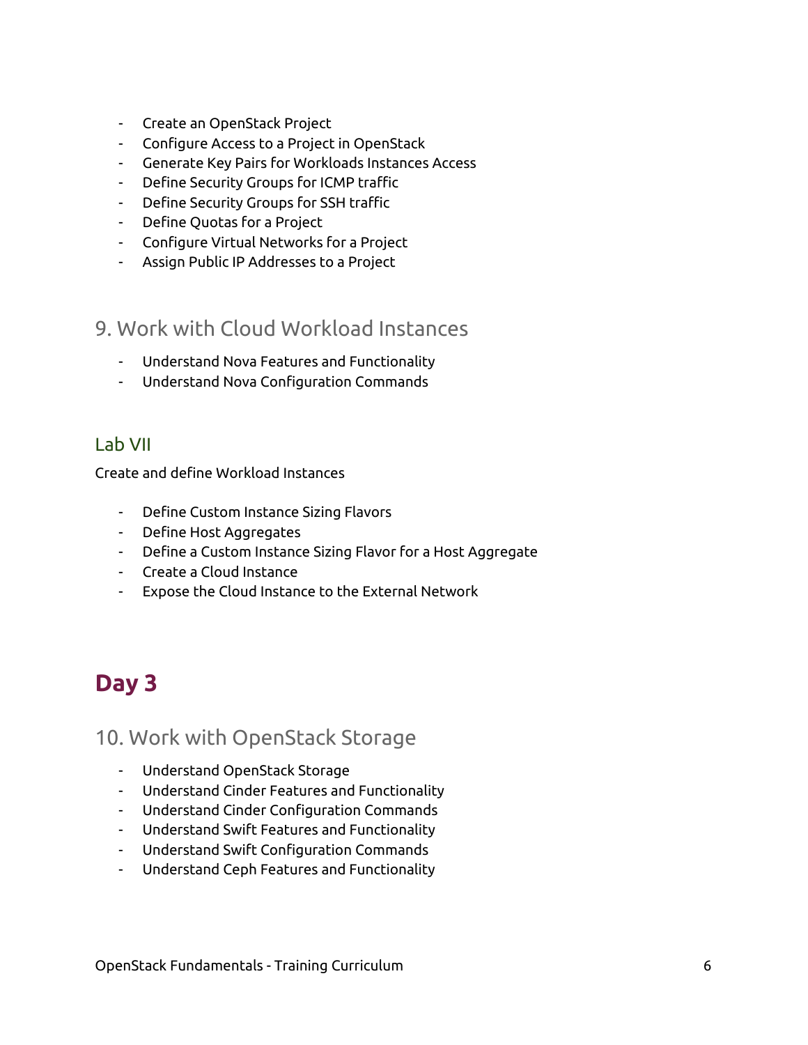- Create an OpenStack Project
- Configure Access to a Project in OpenStack
- Generate Key Pairs for Workloads Instances Access
- Define Security Groups for ICMP traffic
- Define Security Groups for SSH traffic
- Define Quotas for a Project
- Configure Virtual Networks for a Project
- Assign Public IP Addresses to a Project

## 9. Work with Cloud Workload Instances

- Understand Nova Features and Functionality
- Understand Nova Configuration Commands

### Lab VII

Create and define Workload Instances

- Define Custom Instance Sizing Flavors
- Define Host Aggregates
- Define a Custom Instance Sizing Flavor for a Host Aggregate
- Create a Cloud Instance
- Expose the Cloud Instance to the External Network

# Day 3

## 10. Work with OpenStack Storage

- Understand OpenStack Storage
- Understand Cinder Features and Functionality
- Understand Cinder Configuration Commands
- Understand Swift Features and Functionality
- Understand Swift Configuration Commands
- Understand Ceph Features and Functionality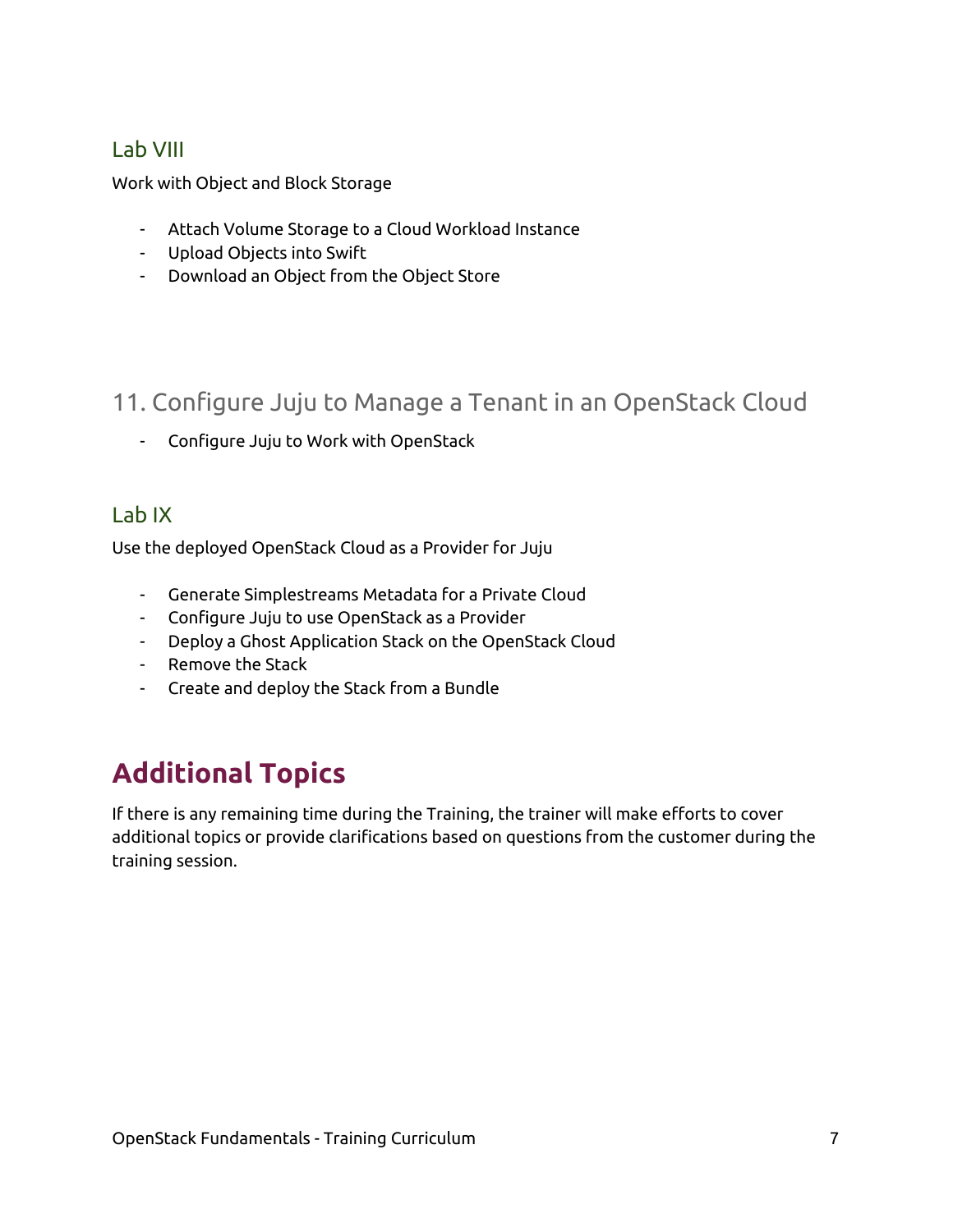### Lab VIII

Work with Object and Block Storage

- Attach Volume Storage to a Cloud Workload Instance
- Upload Objects into Swift
- Download an Object from the Object Store

## 11. Configure Juju to Manage a Tenant in an OpenStack Cloud

- Configure Juju to Work with OpenStack

### Lab IX

Use the deployed OpenStack Cloud as a Provider for Juju

- Generate Simplestreams Metadata for a Private Cloud
- Configure Juju to use OpenStack as a Provider
- Deploy a Ghost Application Stack on the OpenStack Cloud
- Remove the Stack
- Create and deploy the Stack from a Bundle

# Additional Topics

If there is any remaining time during the Training, the trainer will make efforts to cover additional topics or provide clarifications based on questions from the customer during the training session.